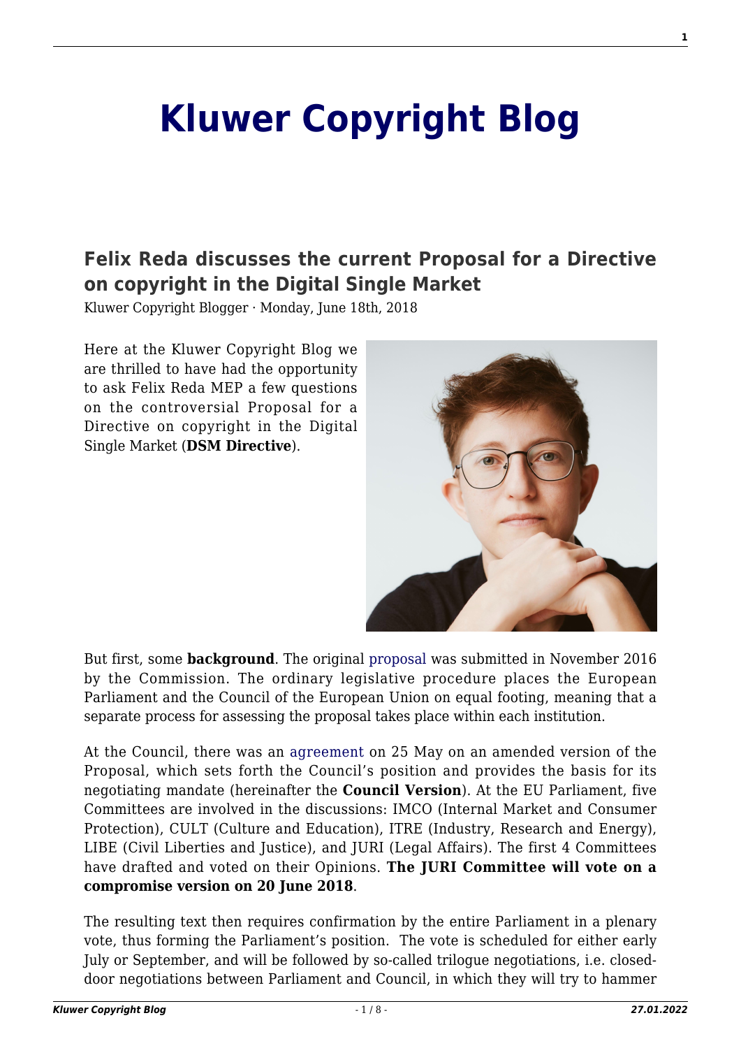# Kluwer Copyright Blog

## Felix Reda discusses the current Proposal for a Directive on copyright in the Digital Single Market

Kluwer Copyright Blogger · Monday, June 18th, 2018

Here at the Kluwer Copyright Blog we are thrilled to have had the opportunity to ask Felix Reda MEP a few questions on the controversial Proposal for a Directive on copyright in the Digital Single Market (**DSM Directive**).

But first, some **background**. The original proposal was submitted in November 2016 by the Commission. The ordinary legislative procedure places the European Parliament and the Council of the European Union on equal footing, meaning that a separate process for assessing the proposal takes place within each institution.

At the Council, there was an agreement on 25 May on an amended version of the Proposal, which sets forth the Council's position and provides the basis for its negotiating mandate (hereinafter the **Council Version**). At the EU Parliament, five Committees are involved in the discussions: IMCO (Internal Market and Consumer Protection), CULT (Culture and Education), ITRE (Industry, Research and Energy), LIBE (Civil Liberties and Justice), and JURI (Legal Affairs). The first 4 Committees have drafted and voted on their Opinions. **The JURI Committee will vote on a compromise version on 20 June 2018**.

The resulting text then requires confirmation by the entire Parliament in a plenary vote, thus forming the Parliament's position. The vote is scheduled for either early July or September, and will be followed by so-called trilogue negotiations, i.e. closed-door negotiations between Parliament and Council, in which they will try to hammer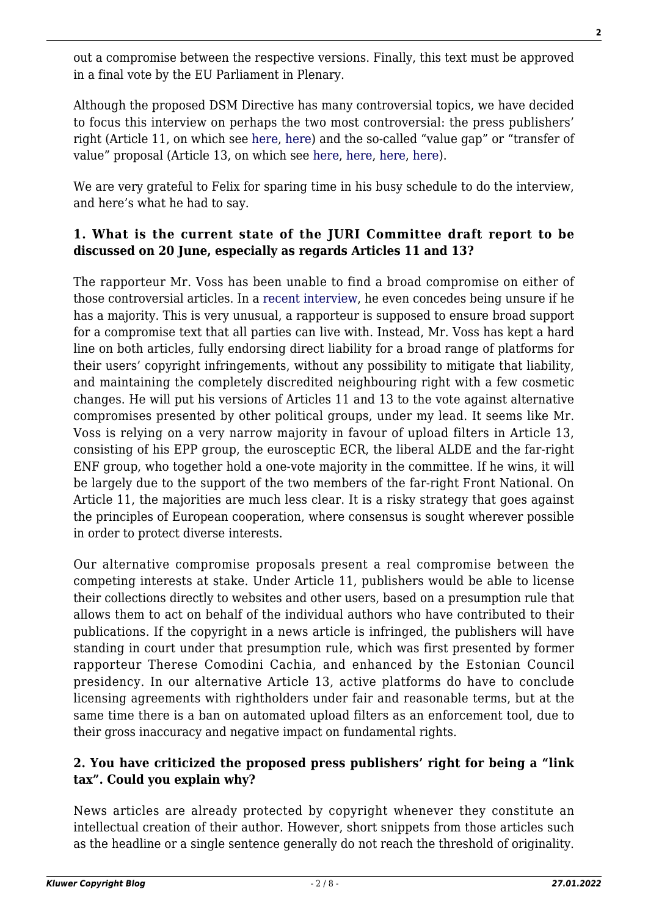out a compromise between the respective versions. Finally, this text must be approved in a final vote by the EU Parliament in Plenary.

Although the proposed DSM Directive has many controversial topics, we have decided to focus this interview on perhaps the two most controversial: the press publishers' right (Article 11, on which see here, here) and the so-called "value gap" or "transfer of value" proposal (Article 13, on which see here, here, here, here).

We are very grateful to Felix for sparing time in his busy schedule to do the interview, and here's what he had to say.

**1. What is the current state of the JURI Committee draft report to be discussed on 20 June, especially as regards Articles 11 and 13?**

The rapporteur Mr. Voss has been unable to find a broad compromise on either of those controversial articles. In a recent interview, he even concedes being unsure if he has a majority. This is very unusual, a rapporteur is supposed to ensure broad support for a compromise text that all parties can live with. Instead, Mr. Voss has kept a hard line on both articles, fully endorsing direct liability for a broad range of platforms for their users' copyright infringements, without any possibility to mitigate that liability, and maintaining the completely discredited neighbouring right with a few cosmetic changes. He will put his versions of Articles 11 and 13 to the vote against alternative compromises presented by other political groups, under my lead. It seems like Mr. Voss is relying on a very narrow majority in favour of upload filters in Article 13, consisting of his EPP group, the eurosceptic ECR, the liberal ALDE and the far-right ENF group, who together hold a one-vote majority in the committee. If he wins, it will be largely due to the support of the two members of the far-right Front National. On Article 11, the majorities are much less clear. It is a risky strategy that goes against the principles of European cooperation, where consensus is sought wherever possible in order to protect diverse interests.

Our alternative compromise proposals present a real compromise between the competing interests at stake. Under Article 11, publishers would be able to license their collections directly to websites and other users, based on a presumption rule that allows them to act on behalf of the individual authors who have contributed to their publications. If the copyright in a news article is infringed, the publishers will have standing in court under that presumption rule, which was first presented by former rapporteur Therese Comodini Cachia, and enhanced by the Estonian Council presidency. In our alternative Article 13, active platforms do have to conclude licensing agreements with rightholders under fair and reasonable terms, but at the same time there is a ban on automated upload filters as an enforcement tool, due to their gross inaccuracy and negative impact on fundamental rights.

**2. You have criticized the proposed press publishers' right for being a "link tax". Could you explain why?**

News articles are already protected by copyright whenever they constitute an intellectual creation of their author. However, short snippets from those articles such as the headline or a single sentence generally do not reach the threshold of originality.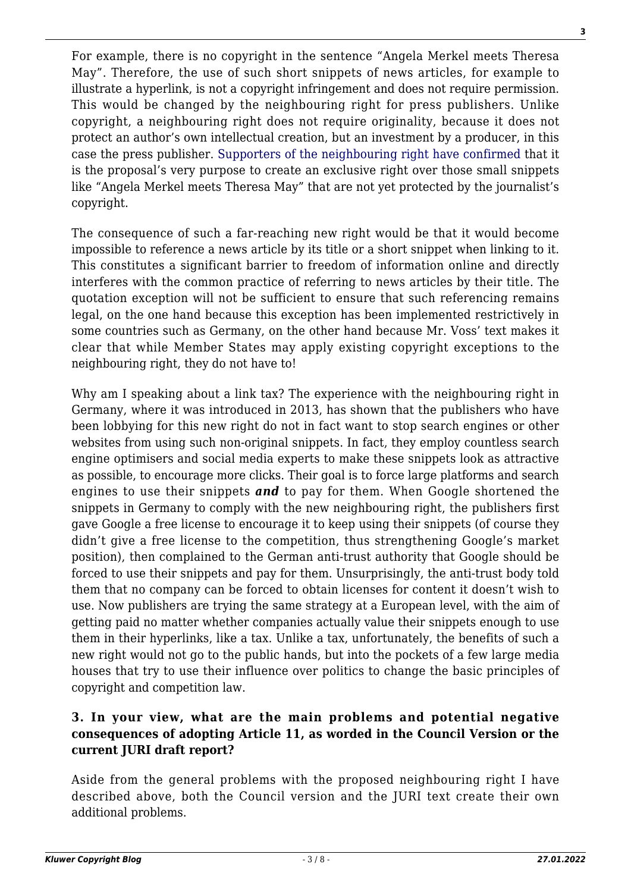For example, there is no copyright in the sentence "Angela Merkel meets Theresa May". Therefore, the use of such short snippets of news articles, for example to illustrate a hyperlink, is not a copyright infringement and does not require permission. This would be changed by the neighbouring right for press publishers. Unlike copyright, a neighbouring right does not require originality, because it does not protect an author's own intellectual creation, but an investment by a producer, in this case the press publisher. Supporters of the neighbouring right have confirmed that it is the proposal's very purpose to create an exclusive right over those small snippets like "Angela Merkel meets Theresa May" that are not yet protected by the journalist's copyright.

The consequence of such a far-reaching new right would be that it would become impossible to reference a news article by its title or a short snippet when linking to it. This constitutes a significant barrier to freedom of information online and directly interferes with the common practice of referring to news articles by their title. The quotation exception will not be sufficient to ensure that such referencing remains legal, on the one hand because this exception has been implemented restrictively in some countries such as Germany, on the other hand because Mr. Voss' text makes it clear that while Member States may apply existing copyright exceptions to the neighbouring right, they do not have to!

Why am I speaking about a link tax? The experience with the neighbouring right in Germany, where it was introduced in 2013, has shown that the publishers who have been lobbying for this new right do not in fact want to stop search engines or other websites from using such non-original snippets. In fact, they employ countless search engine optimisers and social media experts to make these snippets look as attractive as possible, to encourage more clicks. Their goal is to force large platforms and search engines to use their snippets ***and*** to pay for them. When Google shortened the snippets in Germany to comply with the new neighbouring right, the publishers first gave Google a free license to encourage it to keep using their snippets (of course they didn't give a free license to the competition, thus strengthening Google's market position), then complained to the German anti-trust authority that Google should be forced to use their snippets and pay for them. Unsurprisingly, the anti-trust body told them that no company can be forced to obtain licenses for content it doesn't wish to use. Now publishers are trying the same strategy at a European level, with the aim of getting paid no matter whether companies actually value their snippets enough to use them in their hyperlinks, like a tax. Unlike a tax, unfortunately, the benefits of such a new right would not go to the public hands, but into the pockets of a few large media houses that try to use their influence over politics to change the basic principles of copyright and competition law.

**3. In your view, what are the main problems and potential negative consequences of adopting Article 11, as worded in the Council Version or the current JURI draft report?**

Aside from the general problems with the proposed neighbouring right I have described above, both the Council version and the JURI text create their own additional problems.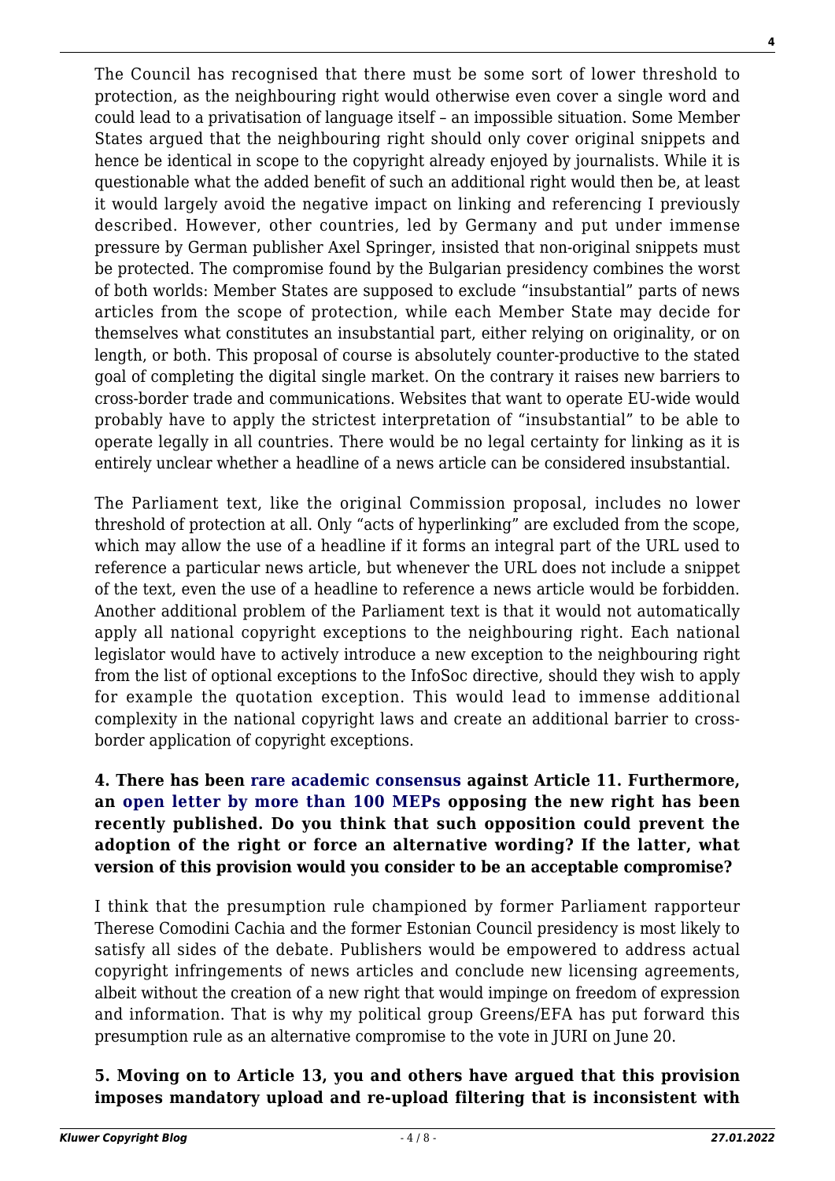The Council has recognised that there must be some sort of lower threshold to protection, as the neighbouring right would otherwise even cover a single word and could lead to a privatisation of language itself – an impossible situation. Some Member States argued that the neighbouring right should only cover original snippets and hence be identical in scope to the copyright already enjoyed by journalists. While it is questionable what the added benefit of such an additional right would then be, at least it would largely avoid the negative impact on linking and referencing I previously described. However, other countries, led by Germany and put under immense pressure by German publisher Axel Springer, insisted that non-original snippets must be protected. The compromise found by the Bulgarian presidency combines the worst of both worlds: Member States are supposed to exclude "insubstantial" parts of news articles from the scope of protection, while each Member State may decide for themselves what constitutes an insubstantial part, either relying on originality, or on length, or both. This proposal of course is absolutely counter-productive to the stated goal of completing the digital single market. On the contrary it raises new barriers to cross-border trade and communications. Websites that want to operate EU-wide would probably have to apply the strictest interpretation of "insubstantial" to be able to operate legally in all countries. There would be no legal certainty for linking as it is entirely unclear whether a headline of a news article can be considered insubstantial.

The Parliament text, like the original Commission proposal, includes no lower threshold of protection at all. Only "acts of hyperlinking" are excluded from the scope, which may allow the use of a headline if it forms an integral part of the URL used to reference a particular news article, but whenever the URL does not include a snippet of the text, even the use of a headline to reference a news article would be forbidden. Another additional problem of the Parliament text is that it would not automatically apply all national copyright exceptions to the neighbouring right. Each national legislator would have to actively introduce a new exception to the neighbouring right from the list of optional exceptions to the InfoSoc directive, should they wish to apply for example the quotation exception. This would lead to immense additional complexity in the national copyright laws and create an additional barrier to cross-border application of copyright exceptions.

**4. There has been rare academic consensus against Article 11. Furthermore, an open letter by more than 100 MEPs opposing the new right has been recently published. Do you think that such opposition could prevent the adoption of the right or force an alternative wording? If the latter, what version of this provision would you consider to be an acceptable compromise?**

I think that the presumption rule championed by former Parliament rapporteur Therese Comodini Cachia and the former Estonian Council presidency is most likely to satisfy all sides of the debate. Publishers would be empowered to address actual copyright infringements of news articles and conclude new licensing agreements, albeit without the creation of a new right that would impinge on freedom of expression and information. That is why my political group Greens/EFA has put forward this presumption rule as an alternative compromise to the vote in JURI on June 20.

**5. Moving on to Article 13, you and others have argued that this provision imposes mandatory upload and re-upload filtering that is inconsistent with**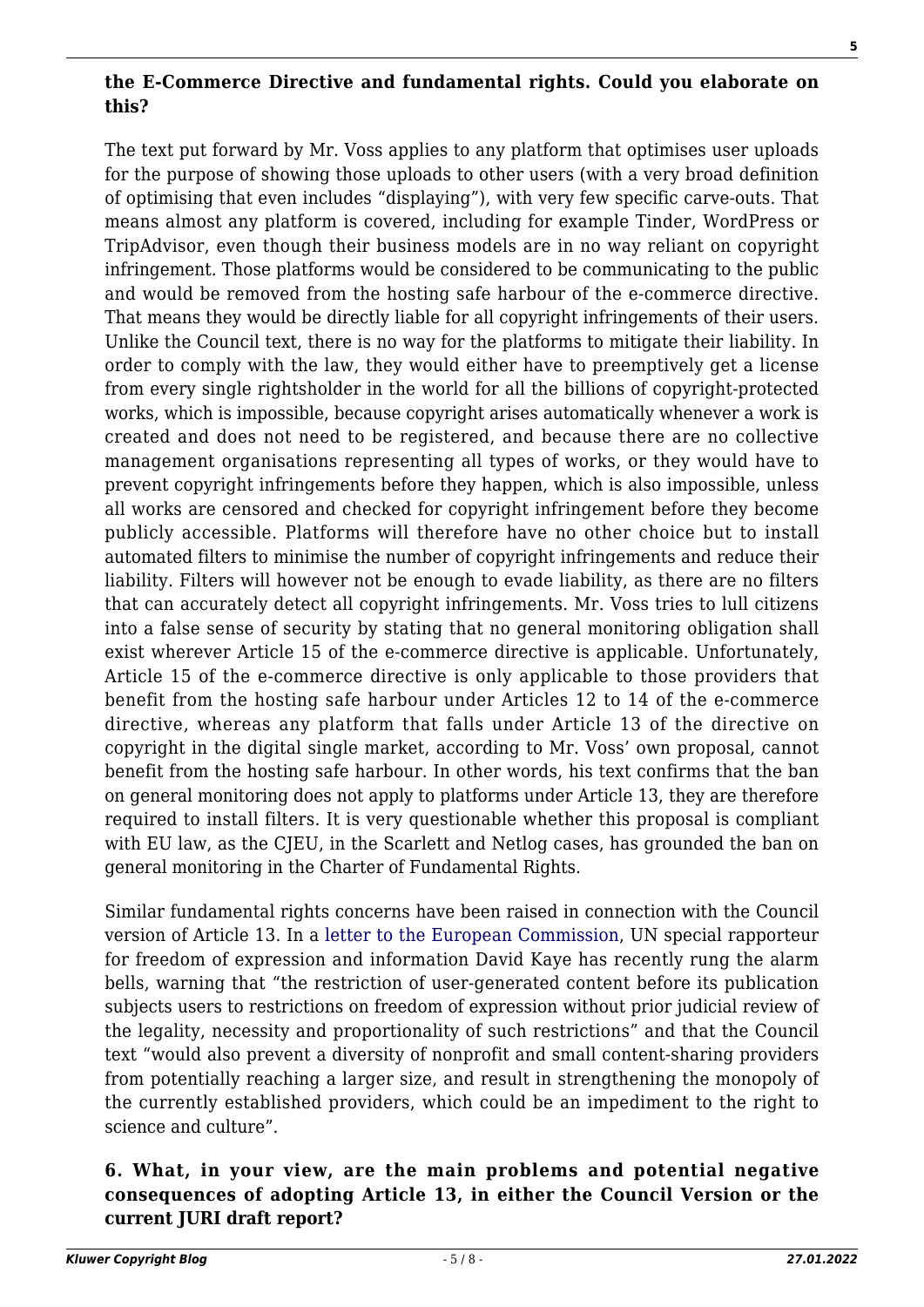**the E-Commerce Directive and fundamental rights. Could you elaborate on this?**

The text put forward by Mr. Voss applies to any platform that optimises user uploads for the purpose of showing those uploads to other users (with a very broad definition of optimising that even includes "displaying"), with very few specific carve-outs. That means almost any platform is covered, including for example Tinder, WordPress or TripAdvisor, even though their business models are in no way reliant on copyright infringement. Those platforms would be considered to be communicating to the public and would be removed from the hosting safe harbour of the e-commerce directive. That means they would be directly liable for all copyright infringements of their users. Unlike the Council text, there is no way for the platforms to mitigate their liability. In order to comply with the law, they would either have to preemptively get a license from every single rightsholder in the world for all the billions of copyright-protected works, which is impossible, because copyright arises automatically whenever a work is created and does not need to be registered, and because there are no collective management organisations representing all types of works, or they would have to prevent copyright infringements before they happen, which is also impossible, unless all works are censored and checked for copyright infringement before they become publicly accessible. Platforms will therefore have no other choice but to install automated filters to minimise the number of copyright infringements and reduce their liability. Filters will however not be enough to evade liability, as there are no filters that can accurately detect all copyright infringements. Mr. Voss tries to lull citizens into a false sense of security by stating that no general monitoring obligation shall exist wherever Article 15 of the e-commerce directive is applicable. Unfortunately, Article 15 of the e-commerce directive is only applicable to those providers that benefit from the hosting safe harbour under Articles 12 to 14 of the e-commerce directive, whereas any platform that falls under Article 13 of the directive on copyright in the digital single market, according to Mr. Voss' own proposal, cannot benefit from the hosting safe harbour. In other words, his text confirms that the ban on general monitoring does not apply to platforms under Article 13, they are therefore required to install filters. It is very questionable whether this proposal is compliant with EU law, as the CJEU, in the Scarlett and Netlog cases, has grounded the ban on general monitoring in the Charter of Fundamental Rights.

Similar fundamental rights concerns have been raised in connection with the Council version of Article 13. In a letter to the European Commission, UN special rapporteur for freedom of expression and information David Kaye has recently rung the alarm bells, warning that "the restriction of user-generated content before its publication subjects users to restrictions on freedom of expression without prior judicial review of the legality, necessity and proportionality of such restrictions" and that the Council text "would also prevent a diversity of nonprofit and small content-sharing providers from potentially reaching a larger size, and result in strengthening the monopoly of the currently established providers, which could be an impediment to the right to science and culture".

**6. What, in your view, are the main problems and potential negative consequences of adopting Article 13, in either the Council Version or the current JURI draft report?**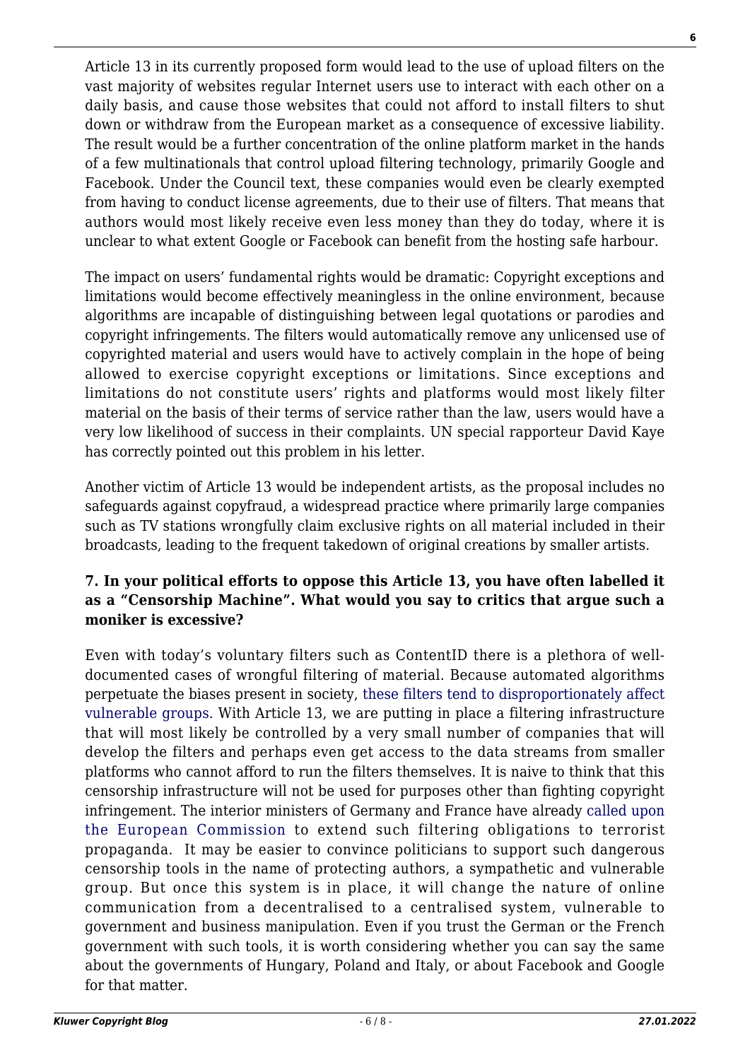Article 13 in its currently proposed form would lead to the use of upload filters on the vast majority of websites regular Internet users use to interact with each other on a daily basis, and cause those websites that could not afford to install filters to shut down or withdraw from the European market as a consequence of excessive liability. The result would be a further concentration of the online platform market in the hands of a few multinationals that control upload filtering technology, primarily Google and Facebook. Under the Council text, these companies would even be clearly exempted from having to conduct license agreements, due to their use of filters. That means that authors would most likely receive even less money than they do today, where it is unclear to what extent Google or Facebook can benefit from the hosting safe harbour.

The impact on users' fundamental rights would be dramatic: Copyright exceptions and limitations would become effectively meaningless in the online environment, because algorithms are incapable of distinguishing between legal quotations or parodies and copyright infringements. The filters would automatically remove any unlicensed use of copyrighted material and users would have to actively complain in the hope of being allowed to exercise copyright exceptions or limitations. Since exceptions and limitations do not constitute users' rights and platforms would most likely filter material on the basis of their terms of service rather than the law, users would have a very low likelihood of success in their complaints. UN special rapporteur David Kaye has correctly pointed out this problem in his letter.

Another victim of Article 13 would be independent artists, as the proposal includes no safeguards against copyfraud, a widespread practice where primarily large companies such as TV stations wrongfully claim exclusive rights on all material included in their broadcasts, leading to the frequent takedown of original creations by smaller artists.

**7. In your political efforts to oppose this Article 13, you have often labelled it as a "Censorship Machine". What would you say to critics that argue such a moniker is excessive?**

Even with today's voluntary filters such as ContentID there is a plethora of well-documented cases of wrongful filtering of material. Because automated algorithms perpetuate the biases present in society, these filters tend to disproportionately affect vulnerable groups. With Article 13, we are putting in place a filtering infrastructure that will most likely be controlled by a very small number of companies that will develop the filters and perhaps even get access to the data streams from smaller platforms who cannot afford to run the filters themselves. It is naive to think that this censorship infrastructure will not be used for purposes other than fighting copyright infringement. The interior ministers of Germany and France have already called upon the European Commission to extend such filtering obligations to terrorist propaganda. It may be easier to convince politicians to support such dangerous censorship tools in the name of protecting authors, a sympathetic and vulnerable group. But once this system is in place, it will change the nature of online communication from a decentralised to a centralised system, vulnerable to government and business manipulation. Even if you trust the German or the French government with such tools, it is worth considering whether you can say the same about the governments of Hungary, Poland and Italy, or about Facebook and Google for that matter.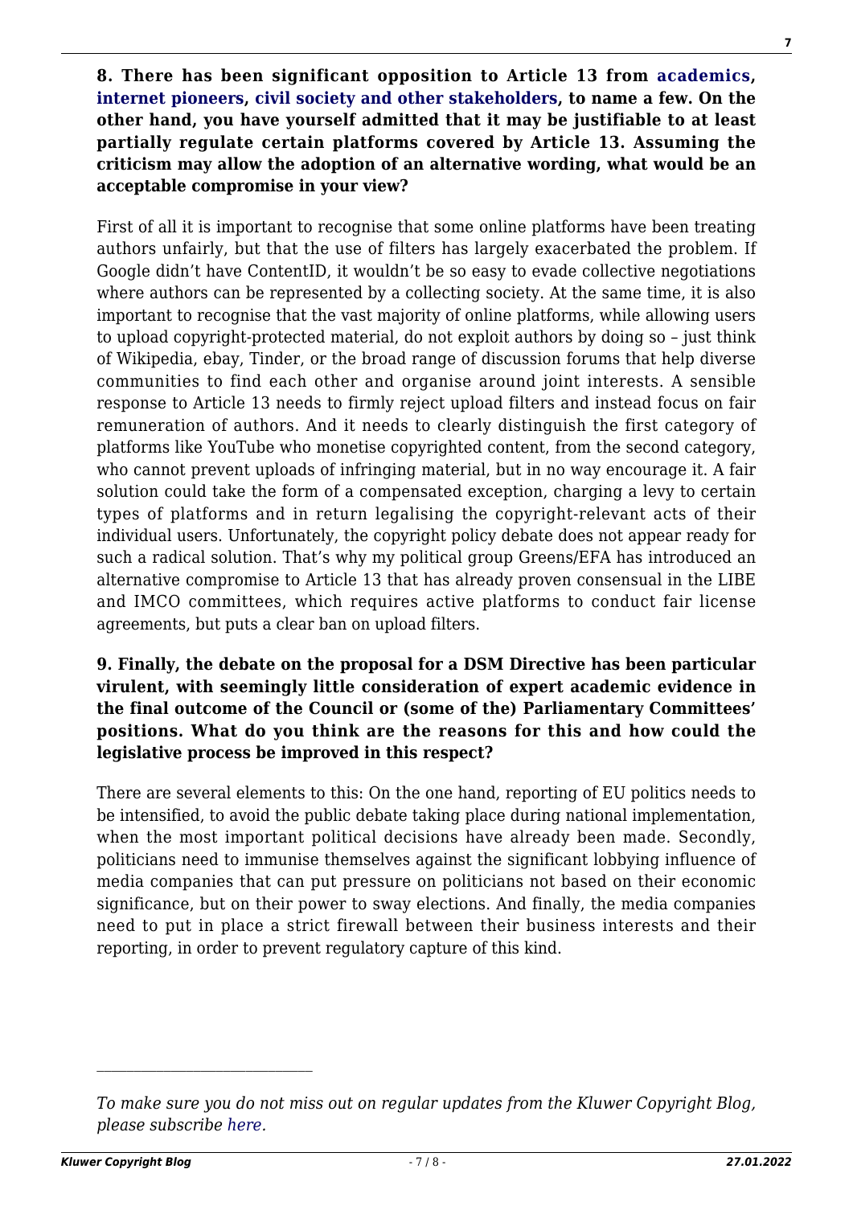**8. There has been significant opposition to Article 13 from academics, internet pioneers, civil society and other stakeholders, to name a few. On the other hand, you have yourself admitted that it may be justifiable to at least partially regulate certain platforms covered by Article 13. Assuming the criticism may allow the adoption of an alternative wording, what would be an acceptable compromise in your view?**

First of all it is important to recognise that some online platforms have been treating authors unfairly, but that the use of filters has largely exacerbated the problem. If Google didn't have ContentID, it wouldn't be so easy to evade collective negotiations where authors can be represented by a collecting society. At the same time, it is also important to recognise that the vast majority of online platforms, while allowing users to upload copyright-protected material, do not exploit authors by doing so – just think of Wikipedia, ebay, Tinder, or the broad range of discussion forums that help diverse communities to find each other and organise around joint interests. A sensible response to Article 13 needs to firmly reject upload filters and instead focus on fair remuneration of authors. And it needs to clearly distinguish the first category of platforms like YouTube who monetise copyrighted content, from the second category, who cannot prevent uploads of infringing material, but in no way encourage it. A fair solution could take the form of a compensated exception, charging a levy to certain types of platforms and in return legalising the copyright-relevant acts of their individual users. Unfortunately, the copyright policy debate does not appear ready for such a radical solution. That's why my political group Greens/EFA has introduced an alternative compromise to Article 13 that has already proven consensual in the LIBE and IMCO committees, which requires active platforms to conduct fair license agreements, but puts a clear ban on upload filters.

**9. Finally, the debate on the proposal for a DSM Directive has been particular virulent, with seemingly little consideration of expert academic evidence in the final outcome of the Council or (some of the) Parliamentary Committees' positions. What do you think are the reasons for this and how could the legislative process be improved in this respect?**

There are several elements to this: On the one hand, reporting of EU politics needs to be intensified, to avoid the public debate taking place during national implementation, when the most important political decisions have already been made. Secondly, politicians need to immunise themselves against the significant lobbying influence of media companies that can put pressure on politicians not based on their economic significance, but on their power to sway elections. And finally, the media companies need to put in place a strict firewall between their business interests and their reporting, in order to prevent regulatory capture of this kind.

---

*To make sure you do not miss out on regular updates from the Kluwer Copyright Blog, please subscribe here.*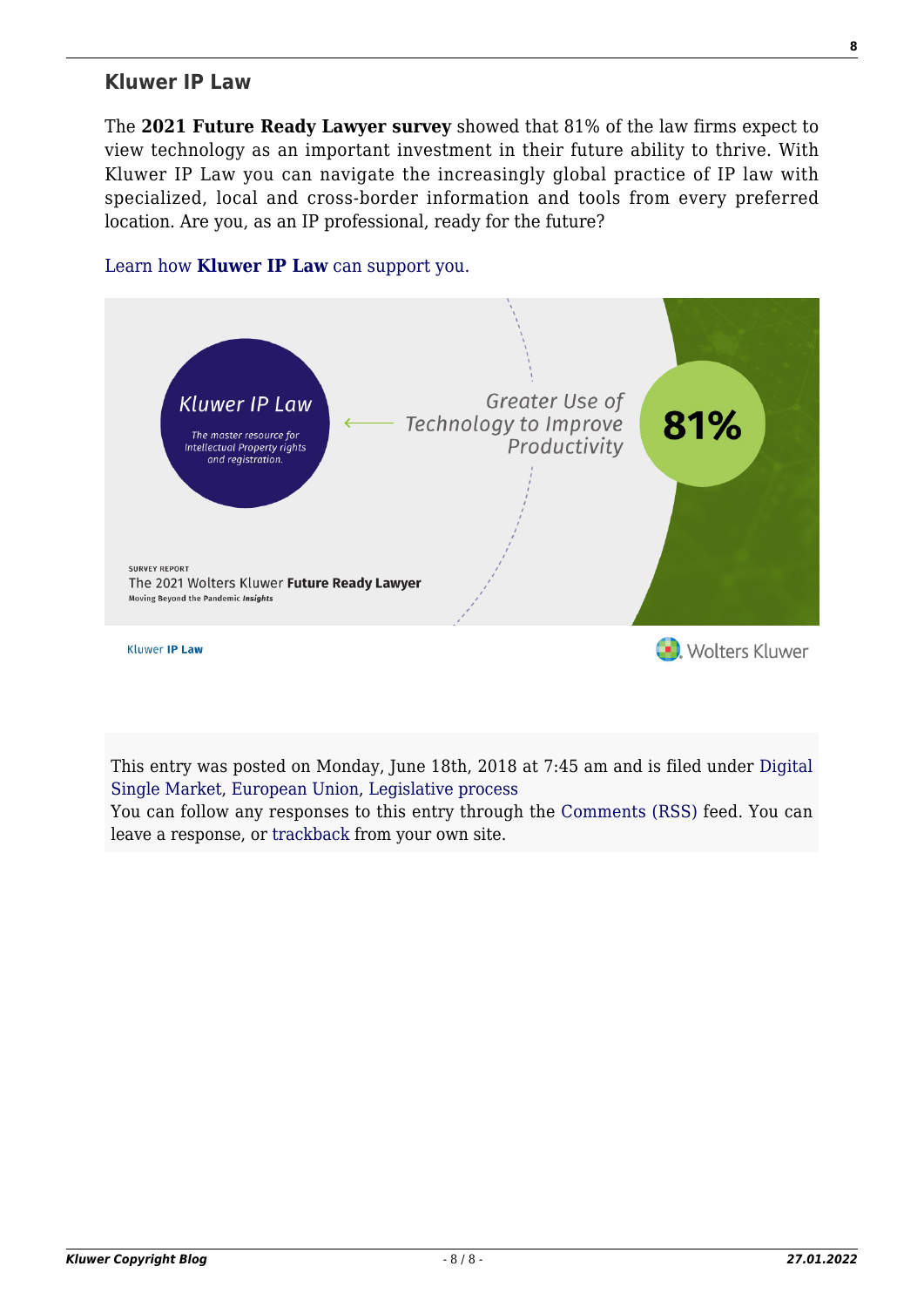## Kluwer IP Law

The **2021 Future Ready Lawyer survey** showed that 81% of the law firms expect to view technology as an important investment in their future ability to thrive. With Kluwer IP Law you can navigate the increasingly global practice of IP law with specialized, local and cross-border information and tools from every preferred location. Are you, as an IP professional, ready for the future?

Learn how **Kluwer IP Law** can support you.

Kluwer IP Law

The master resource for Intellectual Property rights and registration.

Greater Use of Technology to Improve Productivity

81%

SURVEY REPORT

The 2021 Wolters Kluwer **Future Ready Lawyer**

Moving Beyond the Pandemic *Insights*

Kluwer **IP Law**

Wolters Kluwer

This entry was posted on Monday, June 18th, 2018 at 7:45 am and is filed under Digital Single Market, European Union, Legislative process
You can follow any responses to this entry through the Comments (RSS) feed. You can leave a response, or trackback from your own site.